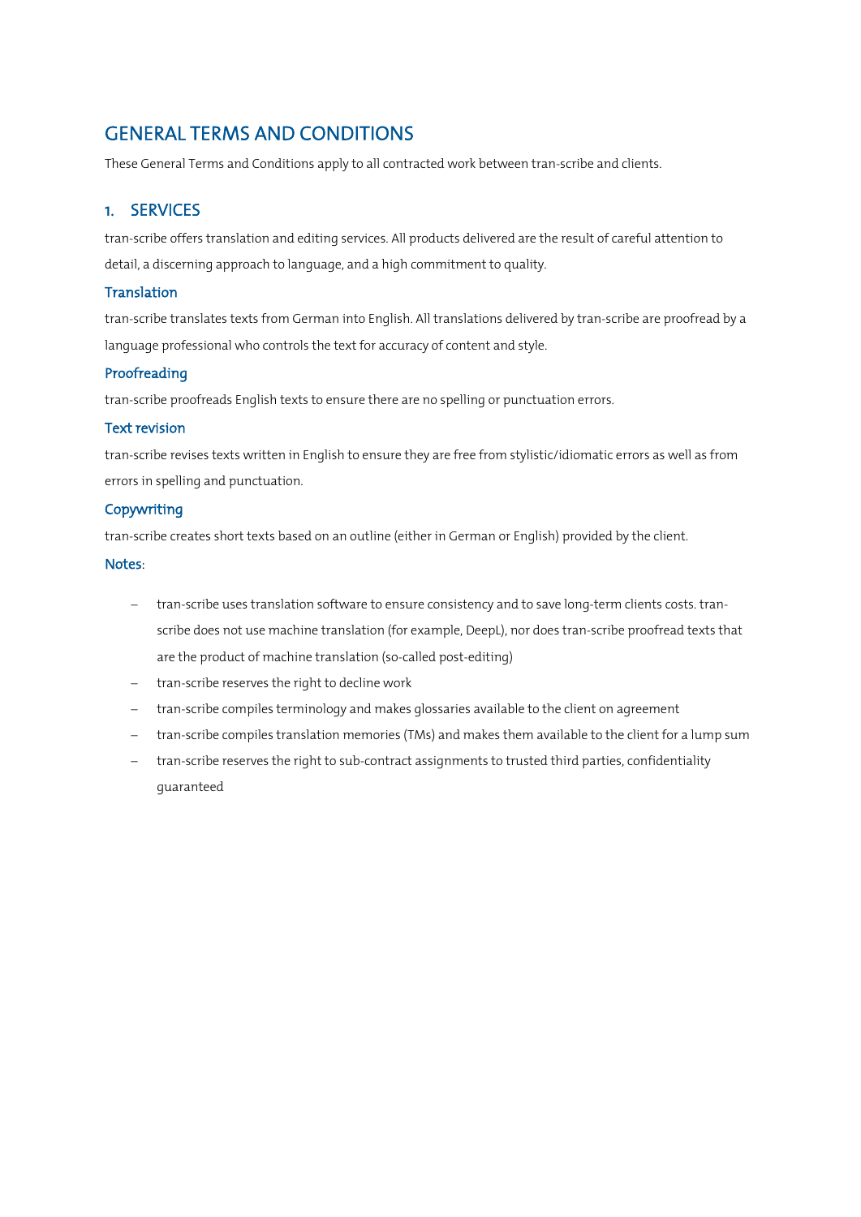# GENERAL TERMS AND CONDITIONS

These General Terms and Conditions apply to all contracted work between tran-scribe and clients.

## 1. SERVICES

tran-scribe offers translation and editing services. All products delivered are the result of careful attention to detail, a discerning approach to language, and a high commitment to quality.

### Translation

tran-scribe translates texts from German into English. All translations delivered by tran-scribe are proofread by a language professional who controls the text for accuracy of content and style.

### Proofreading

tran-scribe proofreads English texts to ensure there are no spelling or punctuation errors.

### Text revision

tran-scribe revises texts written in English to ensure they are free from stylistic/idiomatic errors as well as from errors in spelling and punctuation.

### Copywriting

tran-scribe creates short texts based on an outline (either in German or English) provided by the client.

### Notes:

- tran-scribe uses translation software to ensure consistency and to save long-term clients costs. tran-scribe does not use machine translation (for example, DeepL), nor does tran-scribe proofread texts that are the product of machine translation (so-called post-editing)
- tran-scribe reserves the right to decline work
- tran-scribe compiles terminology and makes glossaries available to the client on agreement
- tran-scribe compiles translation memories (TMs) and makes them available to the client for a lump sum
- tran-scribe reserves the right to sub-contract assignments to trusted third parties, confidentiality guaranteed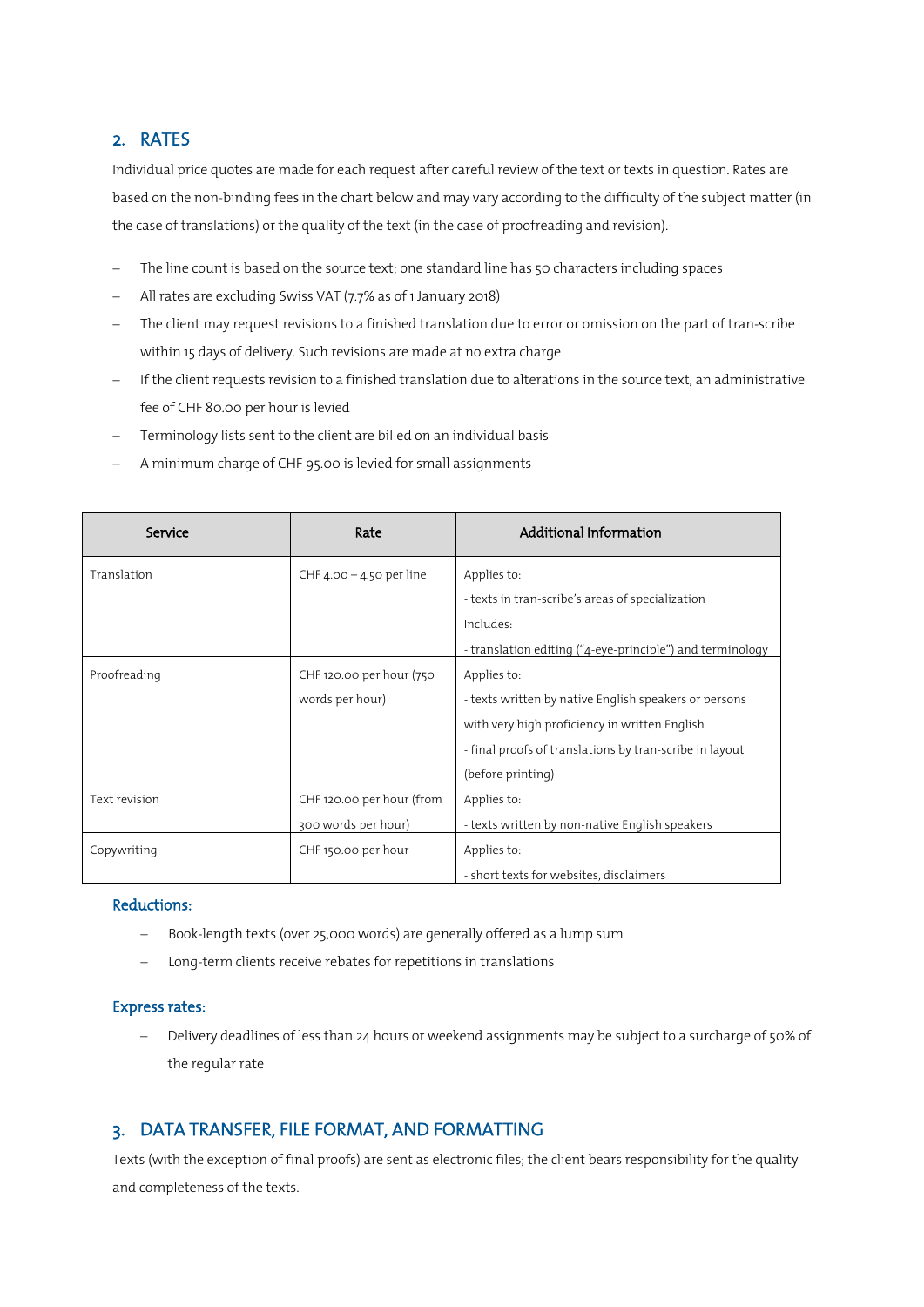## 2. RATES

Individual price quotes are made for each request after careful review of the text or texts in question. Rates are based on the non-binding fees in the chart below and may vary according to the difficulty of the subject matter (in the case of translations) or the quality of the text (in the case of proofreading and revision).

- The line count is based on the source text; one standard line has 50 characters including spaces
- All rates are excluding Swiss VAT (7.7% as of 1 January 2018)
- The client may request revisions to a finished translation due to error or omission on the part of tran-scribe within 15 days of delivery. Such revisions are made at no extra charge
- If the client requests revision to a finished translation due to alterations in the source text, an administrative fee of CHF 80.00 per hour is levied
- Terminology lists sent to the client are billed on an individual basis
- A minimum charge of CHF 95.00 is levied for small assignments

| Service | Rate | Additional Information |
|---|---|---|
| Translation | CHF 4.00 – 4.50 per line | Applies to:<br>- texts in tran-scribe's areas of specialization<br>Includes:<br>- translation editing ("4-eye-principle") and terminology |
| Proofreading | CHF 120.00 per hour (750 words per hour) | Applies to:<br>- texts written by native English speakers or persons with very high proficiency in written English<br>- final proofs of translations by tran-scribe in layout (before printing) |
| Text revision | CHF 120.00 per hour (from 300 words per hour) | Applies to:<br>- texts written by non-native English speakers |
| Copywriting | CHF 150.00 per hour | Applies to:<br>- short texts for websites, disclaimers |

### Reductions:

- Book-length texts (over 25,000 words) are generally offered as a lump sum
- Long-term clients receive rebates for repetitions in translations

### Express rates:

- Delivery deadlines of less than 24 hours or weekend assignments may be subject to a surcharge of 50% of the regular rate

## 3. DATA TRANSFER, FILE FORMAT, AND FORMATTING

Texts (with the exception of final proofs) are sent as electronic files; the client bears responsibility for the quality and completeness of the texts.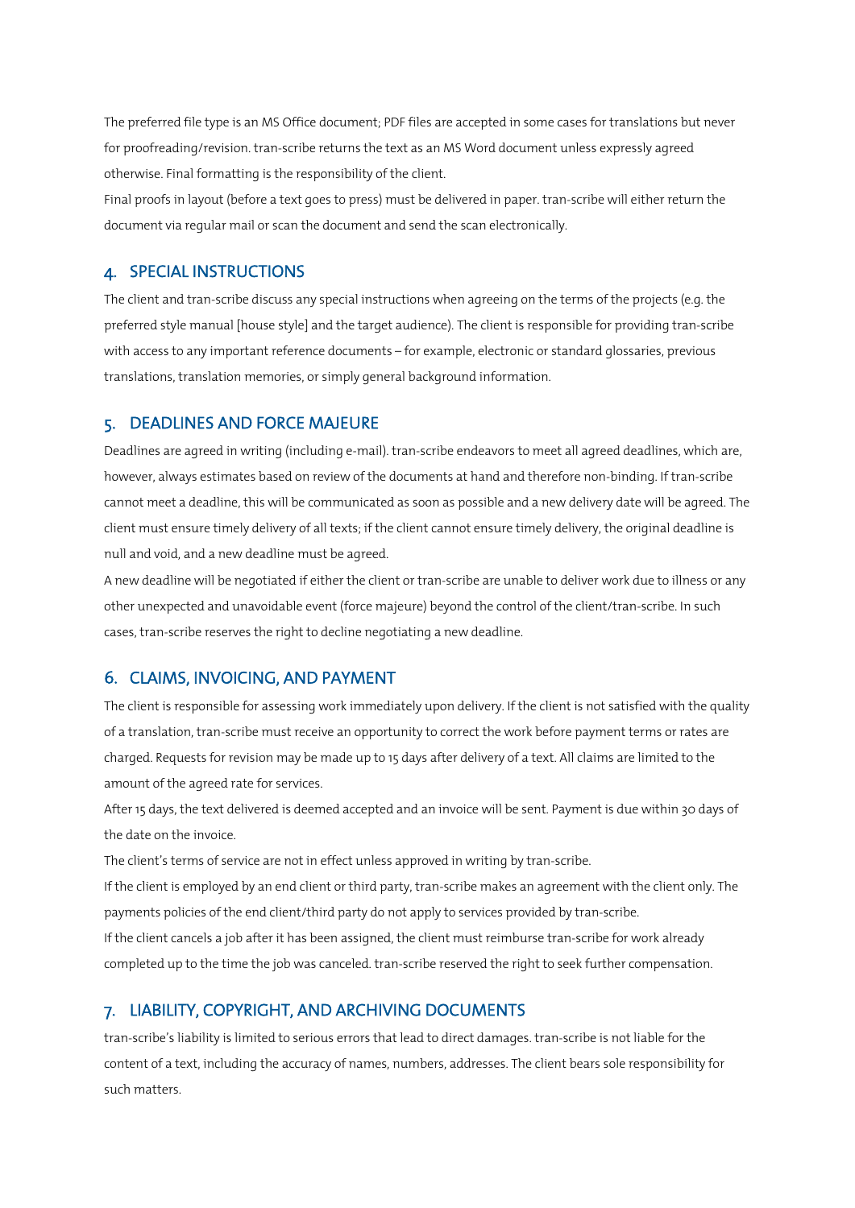The preferred file type is an MS Office document; PDF files are accepted in some cases for translations but never for proofreading/revision. tran-scribe returns the text as an MS Word document unless expressly agreed otherwise. Final formatting is the responsibility of the client.

Final proofs in layout (before a text goes to press) must be delivered in paper. tran-scribe will either return the document via regular mail or scan the document and send the scan electronically.

## 4. SPECIAL INSTRUCTIONS

The client and tran-scribe discuss any special instructions when agreeing on the terms of the projects (e.g. the preferred style manual [house style] and the target audience). The client is responsible for providing tran-scribe with access to any important reference documents – for example, electronic or standard glossaries, previous translations, translation memories, or simply general background information.

## 5. DEADLINES AND FORCE MAJEURE

Deadlines are agreed in writing (including e-mail). tran-scribe endeavors to meet all agreed deadlines, which are, however, always estimates based on review of the documents at hand and therefore non-binding. If tran-scribe cannot meet a deadline, this will be communicated as soon as possible and a new delivery date will be agreed. The client must ensure timely delivery of all texts; if the client cannot ensure timely delivery, the original deadline is null and void, and a new deadline must be agreed.

A new deadline will be negotiated if either the client or tran-scribe are unable to deliver work due to illness or any other unexpected and unavoidable event (force majeure) beyond the control of the client/tran-scribe. In such cases, tran-scribe reserves the right to decline negotiating a new deadline.

## 6. CLAIMS, INVOICING, AND PAYMENT

The client is responsible for assessing work immediately upon delivery. If the client is not satisfied with the quality of a translation, tran-scribe must receive an opportunity to correct the work before payment terms or rates are charged. Requests for revision may be made up to 15 days after delivery of a text. All claims are limited to the amount of the agreed rate for services.

After 15 days, the text delivered is deemed accepted and an invoice will be sent. Payment is due within 30 days of the date on the invoice.

The client's terms of service are not in effect unless approved in writing by tran-scribe.

If the client is employed by an end client or third party, tran-scribe makes an agreement with the client only. The payments policies of the end client/third party do not apply to services provided by tran-scribe.

If the client cancels a job after it has been assigned, the client must reimburse tran-scribe for work already completed up to the time the job was canceled. tran-scribe reserved the right to seek further compensation.

## 7. LIABILITY, COPYRIGHT, AND ARCHIVING DOCUMENTS

tran-scribe's liability is limited to serious errors that lead to direct damages. tran-scribe is not liable for the content of a text, including the accuracy of names, numbers, addresses. The client bears sole responsibility for such matters.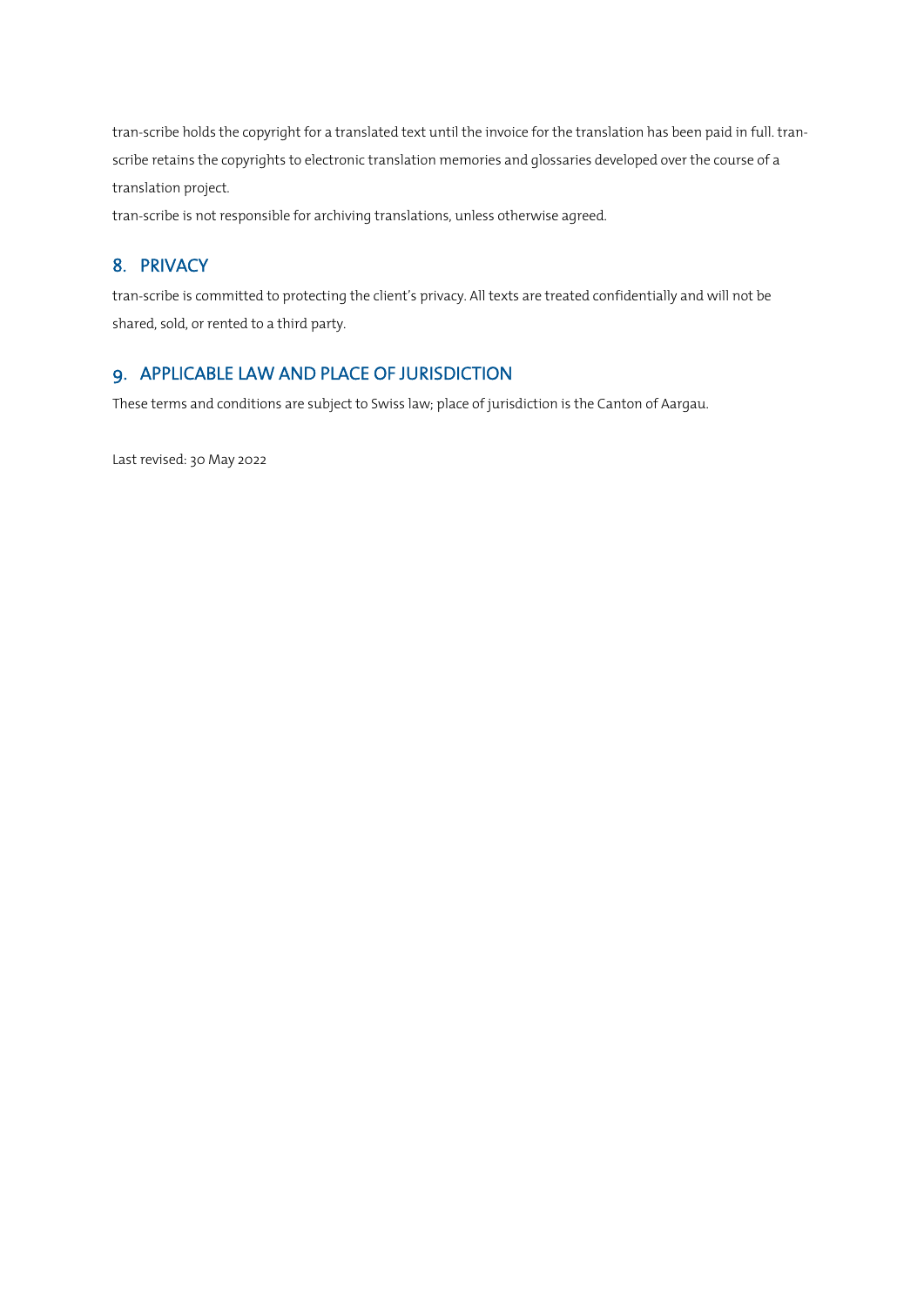tran-scribe holds the copyright for a translated text until the invoice for the translation has been paid in full. tran-scribe retains the copyrights to electronic translation memories and glossaries developed over the course of a translation project.

tran-scribe is not responsible for archiving translations, unless otherwise agreed.

## 8. PRIVACY

tran-scribe is committed to protecting the client's privacy. All texts are treated confidentially and will not be shared, sold, or rented to a third party.

## 9. APPLICABLE LAW AND PLACE OF JURISDICTION

These terms and conditions are subject to Swiss law; place of jurisdiction is the Canton of Aargau.

Last revised: 30 May 2022